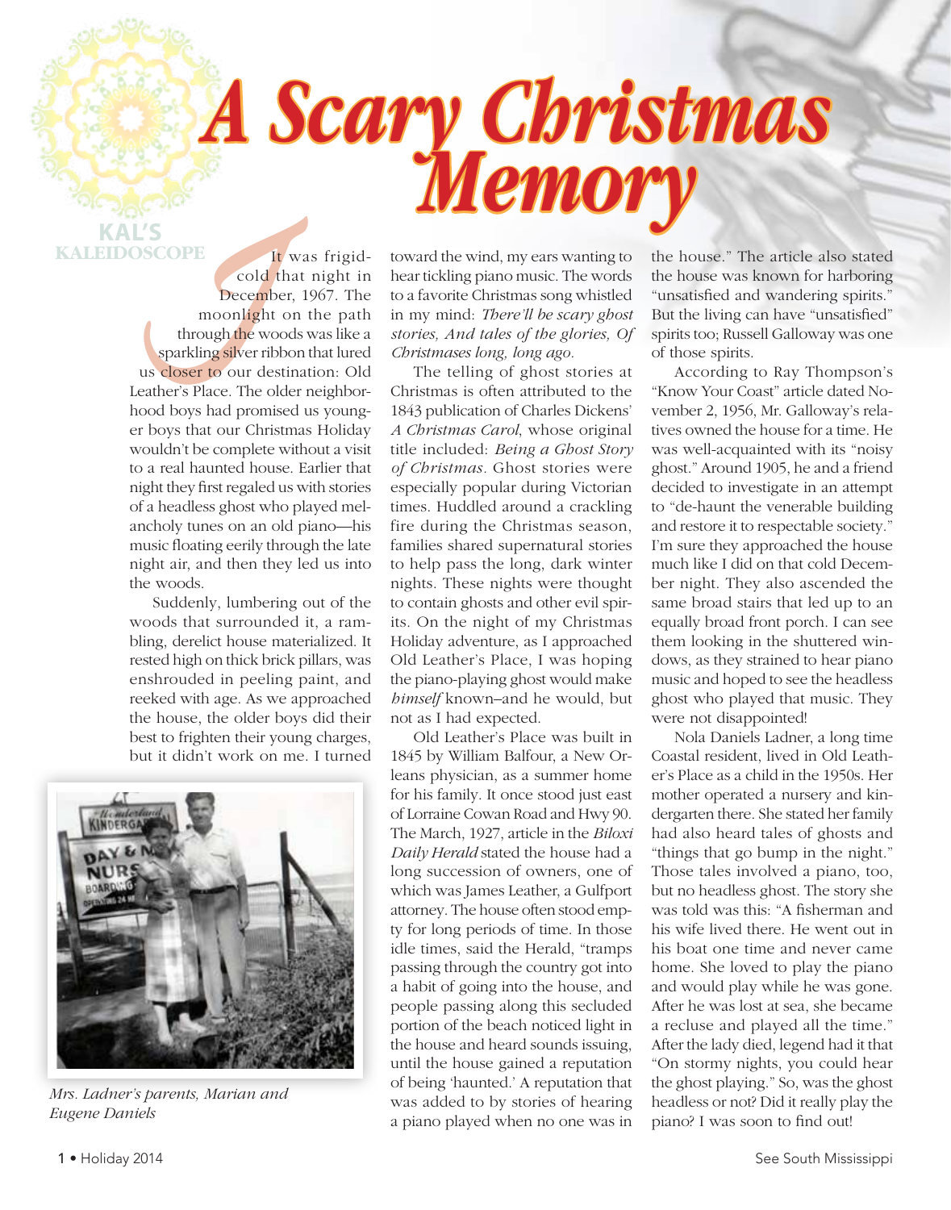# A Scary Christmas Memory

KAL'S KALEIDOSCOPE

It was frigid-cold that night in December, 1967. The moonlight on the path through the woods was like a sparkling silver ribbon that lured us closer to our destination: Old Leather's Place. The older neighborhood boys had promised us younger boys that our Christmas Holiday wouldn't be complete without a visit to a real haunted house. Earlier that night they first regaled us with stories of a headless ghost who played melancholy tunes on an old piano—his music floating eerily through the late night air, and then they led us into the woods.

Suddenly, lumbering out of the woods that surrounded it, a rambling, derelict house materialized. It rested high on thick brick pillars, was enshrouded in peeling paint, and reeked with age. As we approached the house, the older boys did their best to frighten their young charges, but it didn't work on me. I turned toward the wind, my ears wanting to hear tickling piano music. The words to a favorite Christmas song whistled in my mind: *There'll be scary ghost stories, And tales of the glories, Of Christmases long, long ago.*

The telling of ghost stories at Christmas is often attributed to the 1843 publication of Charles Dickens' *A Christmas Carol*, whose original title included: *Being a Ghost Story of Christmas*. Ghost stories were especially popular during Victorian times. Huddled around a crackling fire during the Christmas season, families shared supernatural stories to help pass the long, dark winter nights. These nights were thought to contain ghosts and other evil spirits. On the night of my Christmas Holiday adventure, as I approached Old Leather's Place, I was hoping the piano-playing ghost would make *himself* known–and he would, but not as I had expected.

Old Leather's Place was built in 1845 by William Balfour, a New Orleans physician, as a summer home for his family. It once stood just east of Lorraine Cowan Road and Hwy 90. The March, 1927, article in the *Biloxi Daily Herald* stated the house had a long succession of owners, one of which was James Leather, a Gulfport attorney. The house often stood empty for long periods of time. In those idle times, said the Herald, "tramps passing through the country got into a habit of going into the house, and people passing along this secluded portion of the beach noticed light in the house and heard sounds issuing, until the house gained a reputation of being 'haunted.' A reputation that was added to by stories of hearing a piano played when no one was in the house." The article also stated the house was known for harboring "unsatisfied and wandering spirits." But the living can have "unsatisfied" spirits too; Russell Galloway was one of those spirits.

According to Ray Thompson's "Know Your Coast" article dated November 2, 1956, Mr. Galloway's relatives owned the house for a time. He was well-acquainted with its "noisy ghost." Around 1905, he and a friend decided to investigate in an attempt to "de-haunt the venerable building and restore it to respectable society." I'm sure they approached the house much like I did on that cold December night. They also ascended the same broad stairs that led up to an equally broad front porch. I can see them looking in the shuttered windows, as they strained to hear piano music and hoped to see the headless ghost who played that music. They were not disappointed!

Nola Daniels Ladner, a long time Coastal resident, lived in Old Leather's Place as a child in the 1950s. Her mother operated a nursery and kindergarten there. She stated her family had also heard tales of ghosts and "things that go bump in the night." Those tales involved a piano, too, but no headless ghost. The story she was told was this: "A fisherman and his wife lived there. He went out in his boat one time and never came home. She loved to play the piano and would play while he was gone. After he was lost at sea, she became a recluse and played all the time." After the lady died, legend had it that "On stormy nights, you could hear the ghost playing." So, was the ghost headless or not? Did it really play the piano? I was soon to find out!

*Mrs. Ladner's parents, Marian and Eugene Daniels*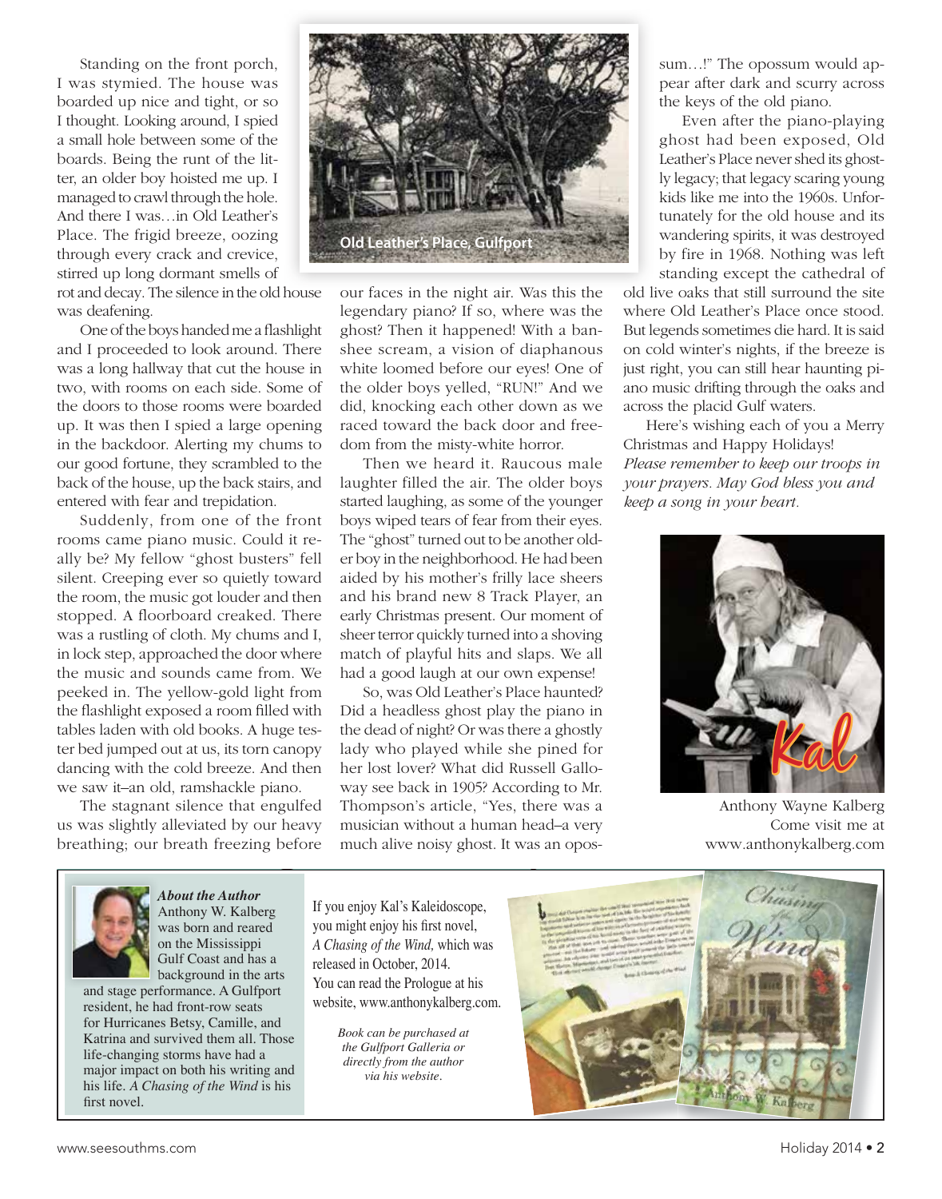Standing on the front porch, I was stymied. The house was boarded up nice and tight, or so I thought. Looking around, I spied a small hole between some of the boards. Being the runt of the litter, an older boy hoisted me up. I managed to crawl through the hole. And there I was…in Old Leather's Place. The frigid breeze, oozing through every crack and crevice, stirred up long dormant smells of rot and decay. The silence in the old house was deafening.

One of the boys handed me a flashlight and I proceeded to look around. There was a long hallway that cut the house in two, with rooms on each side. Some of the doors to those rooms were boarded up. It was then I spied a large opening in the backdoor. Alerting my chums to our good fortune, they scrambled to the back of the house, up the back stairs, and entered with fear and trepidation.

Suddenly, from one of the front rooms came piano music. Could it really be? My fellow "ghost busters" fell silent. Creeping ever so quietly toward the room, the music got louder and then stopped. A floorboard creaked. There was a rustling of cloth. My chums and I, in lock step, approached the door where the music and sounds came from. We peeked in. The yellow-gold light from the flashlight exposed a room filled with tables laden with old books. A huge tester bed jumped out at us, its torn canopy dancing with the cold breeze. And then we saw it–an old, ramshackle piano.

The stagnant silence that engulfed us was slightly alleviated by our heavy breathing; our breath freezing before our faces in the night air. Was this the legendary piano? If so, where was the ghost? Then it happened! With a banshee scream, a vision of diaphanous white loomed before our eyes! One of the older boys yelled, "RUN!" And we did, knocking each other down as we raced toward the back door and freedom from the misty-white horror.

Then we heard it. Raucous male laughter filled the air. The older boys started laughing, as some of the younger boys wiped tears of fear from their eyes. The "ghost" turned out to be another older boy in the neighborhood. He had been aided by his mother's frilly lace sheers and his brand new 8 Track Player, an early Christmas present. Our moment of sheer terror quickly turned into a shoving match of playful hits and slaps. We all had a good laugh at our own expense!

So, was Old Leather's Place haunted? Did a headless ghost play the piano in the dead of night? Or was there a ghostly lady who played while she pined for her lost lover? What did Russell Galloway see back in 1905? According to Mr. Thompson's article, "Yes, there was a musician without a human head–a very much alive noisy ghost. It was an opossum…!" The opossum would appear after dark and scurry across the keys of the old piano.

Even after the piano-playing ghost had been exposed, Old Leather's Place never shed its ghostly legacy; that legacy scaring young kids like me into the 1960s. Unfortunately for the old house and its wandering spirits, it was destroyed by fire in 1968. Nothing was left standing except the cathedral of old live oaks that still surround the site where Old Leather's Place once stood. But legends sometimes die hard. It is said on cold winter's nights, if the breeze is just right, you can still hear haunting piano music drifting through the oaks and across the placid Gulf waters.

Here's wishing each of you a Merry Christmas and Happy Holidays!
*Please remember to keep our troops in your prayers. May God bless you and keep a song in your heart.*

Old Leather's Place, Gulfport

Kal

Anthony Wayne Kalberg
Come visit me at
www.anthonykalberg.com

***About the Author***
Anthony W. Kalberg was born and reared on the Mississippi Gulf Coast and has a background in the arts and stage performance. A Gulfport resident, he had front-row seats for Hurricanes Betsy, Camille, and Katrina and survived them all. Those life-changing storms have had a major impact on both his writing and his life. *A Chasing of the Wind* is his first novel.

If you enjoy Kal's Kaleidoscope, you might enjoy his first novel, *A Chasing of the Wind,* which was released in October, 2014. You can read the Prologue at his website, www.anthonykalberg.com.

*Book can be purchased at the Gulfport Galleria or directly from the author via his website.*